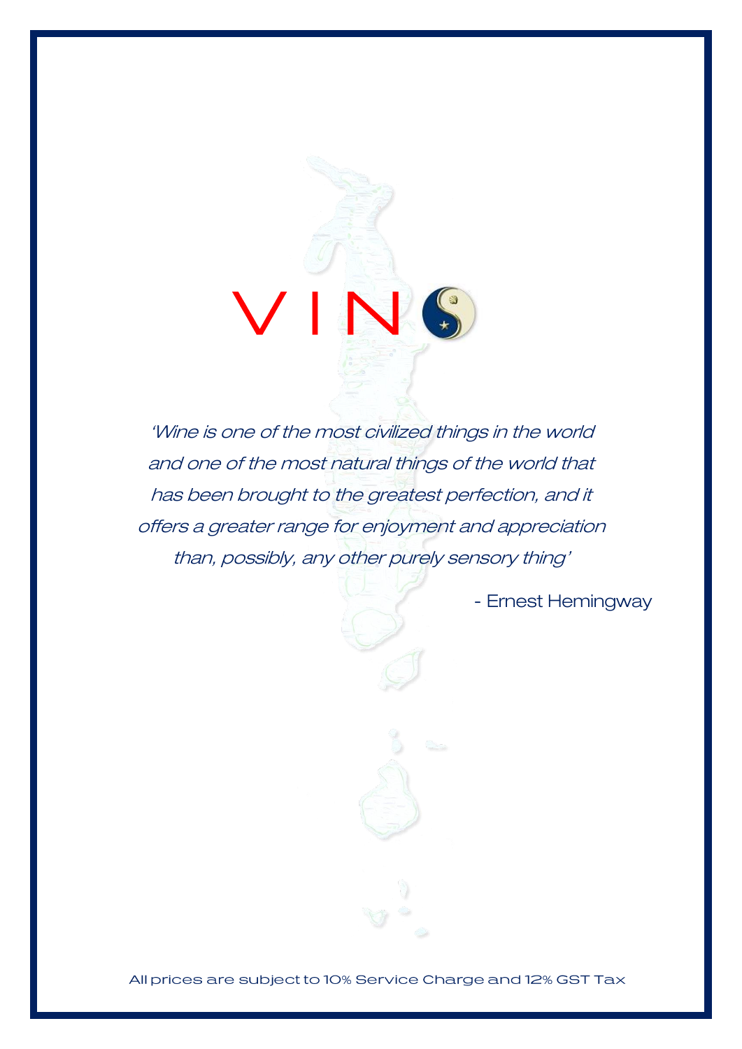# VINO

*'Wine is one of the most civilized things in the world and one of the most natural things of the world that has been brought to the greatest perfection, and it offers a greater range for enjoyment and appreciation than, possibly, any other purely sensory thing'*

- Ernest Hemingway

All prices are subject to 10% Service Charge and 12% GST Tax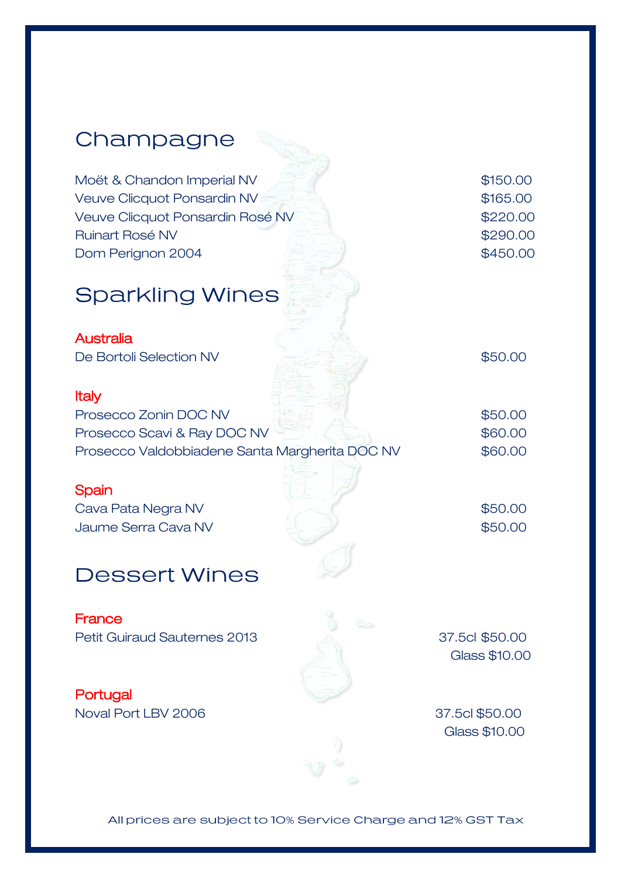# Champagne

| | |
|---|---|
| Moët & Chandon Imperial NV | $150.00 |
| Veuve Clicquot Ponsardin NV | $165.00 |
| Veuve Clicquot Ponsardin Rosé NV | $220.00 |
| Ruinart Rosé NV | $290.00 |
| Dom Perignon 2004 | $450.00 |

# Sparkling Wines

### Australia

| | |
|---|---|
| De Bortoli Selection NV | $50.00 |

### Italy

| | |
|---|---|
| Prosecco Zonin DOC NV | $50.00 |
| Prosecco Scavi & Ray DOC NV | $60.00 |
| Prosecco Valdobbiadene Santa Margherita DOC NV | $60.00 |

### Spain

| | |
|---|---|
| Cava Pata Negra NV | $50.00 |
| Jaume Serra Cava NV | $50.00 |

# Dessert Wines

### France

| | |
|---|---|
| Petit Guiraud Sauternes 2013 | 37.5cl $50.00<br>Glass $10.00 |

### Portugal

| | |
|---|---|
| Noval Port LBV 2006 | 37.5cl $50.00<br>Glass $10.00 |

All prices are subject to 10% Service Charge and 12% GST Tax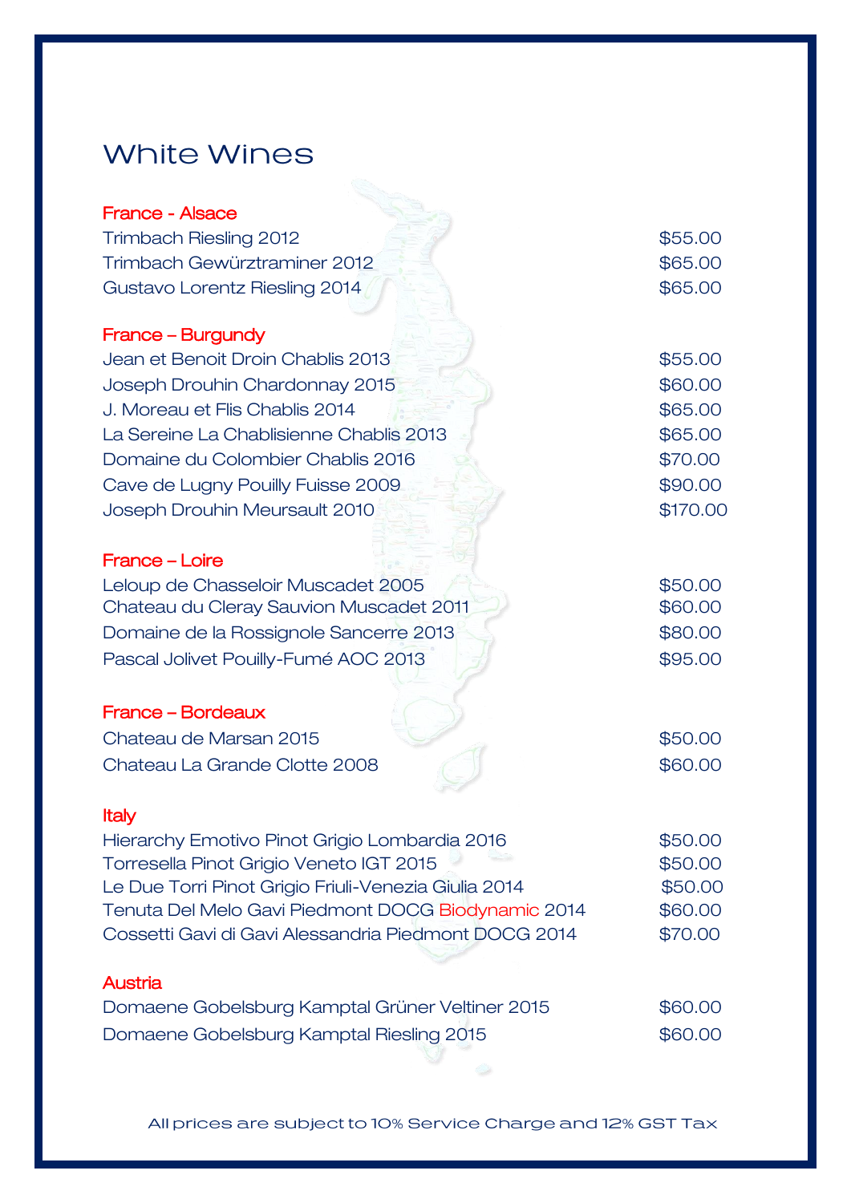# White Wines

## France - Alsace

| | |
|---|---|
| Trimbach Riesling 2012 | $55.00 |
| Trimbach Gewürztraminer 2012 | $65.00 |
| Gustavo Lorentz Riesling 2014 | $65.00 |

## France – Burgundy

| | |
|---|---|
| Jean et Benoit Droin Chablis 2013 | $55.00 |
| Joseph Drouhin Chardonnay 2015 | $60.00 |
| J. Moreau et Flis Chablis 2014 | $65.00 |
| La Sereine La Chablisienne Chablis 2013 | $65.00 |
| Domaine du Colombier Chablis 2016 | $70.00 |
| Cave de Lugny Pouilly Fuisse 2009 | $90.00 |
| Joseph Drouhin Meursault 2010 | $170.00 |

## France – Loire

| | |
|---|---|
| Leloup de Chasseloir Muscadet 2005 | $50.00 |
| Chateau du Cleray Sauvion Muscadet 2011 | $60.00 |
| Domaine de la Rossignole Sancerre 2013 | $80.00 |
| Pascal Jolivet Pouilly-Fumé AOC 2013 | $95.00 |

## France – Bordeaux

| | |
|---|---|
| Chateau de Marsan 2015 | $50.00 |
| Chateau La Grande Clotte 2008 | $60.00 |

## Italy

| | |
|---|---|
| Hierarchy Emotivo Pinot Grigio Lombardia 2016 | $50.00 |
| Torresella Pinot Grigio Veneto IGT 2015 | $50.00 |
| Le Due Torri Pinot Grigio Friuli-Venezia Giulia 2014 | $50.00 |
| Tenuta Del Melo Gavi Piedmont DOCG Biodynamic 2014 | $60.00 |
| Cossetti Gavi di Gavi Alessandria Piedmont DOCG 2014 | $70.00 |

## Austria

| | |
|---|---|
| Domaene Gobelsburg Kamptal Grüner Veltiner 2015 | $60.00 |
| Domaene Gobelsburg Kamptal Riesling 2015 | $60.00 |

All prices are subject to 10% Service Charge and 12% GST Tax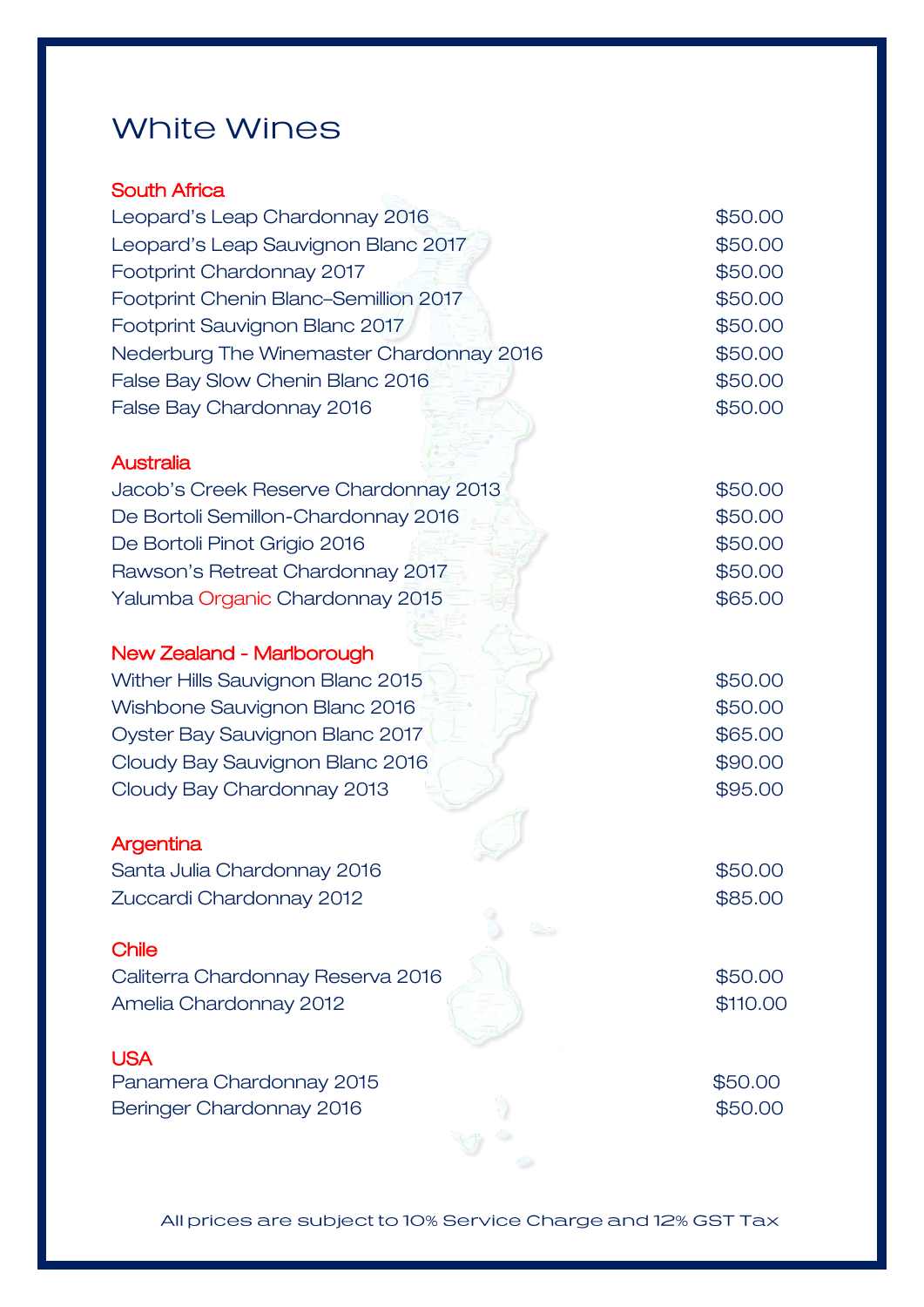# White Wines

## South Africa

| Wine | Price |
|---|---|
| Leopard's Leap Chardonnay 2016 | $50.00 |
| Leopard's Leap Sauvignon Blanc 2017 | $50.00 |
| Footprint Chardonnay 2017 | $50.00 |
| Footprint Chenin Blanc–Semillion 2017 | $50.00 |
| Footprint Sauvignon Blanc 2017 | $50.00 |
| Nederburg The Winemaster Chardonnay 2016 | $50.00 |
| False Bay Slow Chenin Blanc 2016 | $50.00 |
| False Bay Chardonnay 2016 | $50.00 |

## Australia

| Wine | Price |
|---|---|
| Jacob's Creek Reserve Chardonnay 2013 | $50.00 |
| De Bortoli Semillon-Chardonnay 2016 | $50.00 |
| De Bortoli Pinot Grigio 2016 | $50.00 |
| Rawson's Retreat Chardonnay 2017 | $50.00 |
| Yalumba Organic Chardonnay 2015 | $65.00 |

## New Zealand - Marlborough

| Wine | Price |
|---|---|
| Wither Hills Sauvignon Blanc 2015 | $50.00 |
| Wishbone Sauvignon Blanc 2016 | $50.00 |
| Oyster Bay Sauvignon Blanc 2017 | $65.00 |
| Cloudy Bay Sauvignon Blanc 2016 | $90.00 |
| Cloudy Bay Chardonnay 2013 | $95.00 |

## Argentina

| Wine | Price |
|---|---|
| Santa Julia Chardonnay 2016 | $50.00 |
| Zuccardi Chardonnay 2012 | $85.00 |

## Chile

| Wine | Price |
|---|---|
| Caliterra Chardonnay Reserva 2016 | $50.00 |
| Amelia Chardonnay 2012 | $110.00 |

## USA

| Wine | Price |
|---|---|
| Panamera Chardonnay 2015 | $50.00 |
| Beringer Chardonnay 2016 | $50.00 |

All prices are subject to 10% Service Charge and 12% GST Tax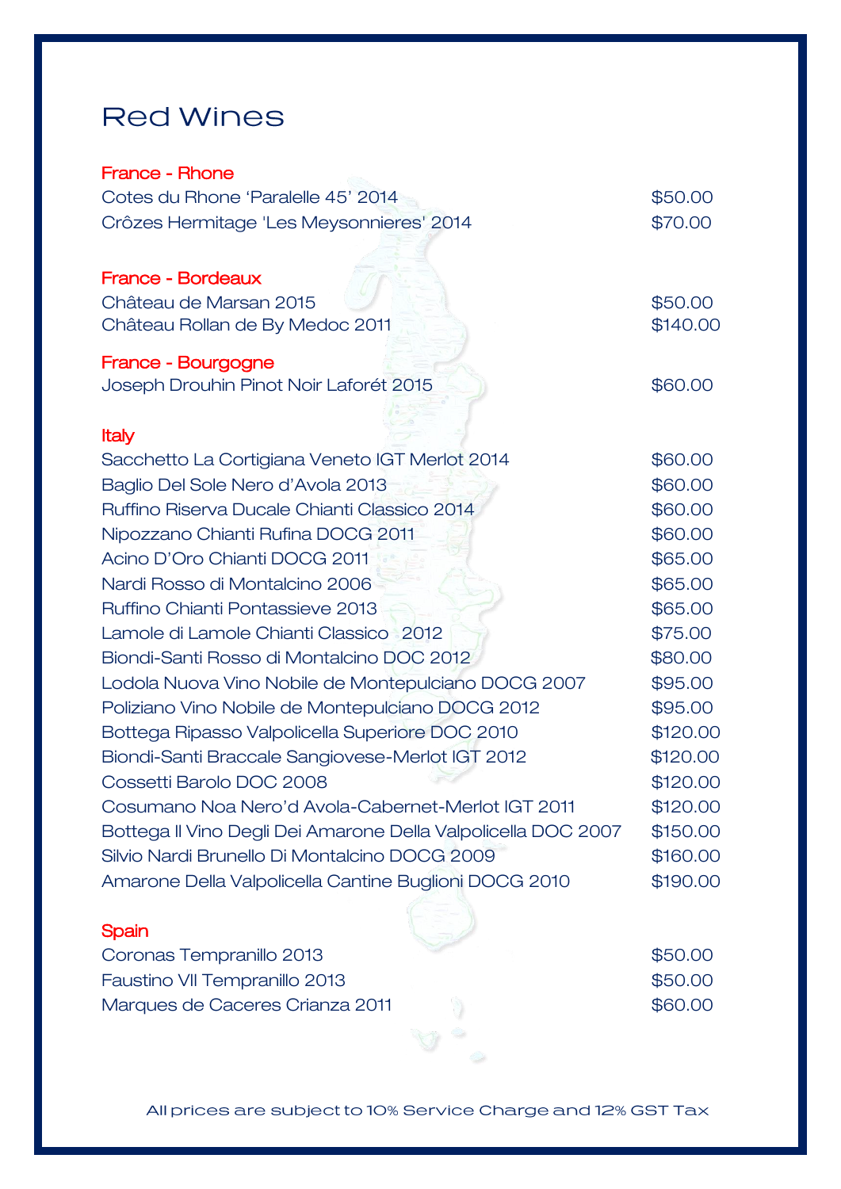# Red Wines

## France - Rhone

| | |
|---|---|
| Cotes du Rhone 'Paralelle 45' 2014 | $50.00 |
| Crôzes Hermitage 'Les Meysonnieres' 2014 | $70.00 |

## France - Bordeaux

| | |
|---|---|
| Château de Marsan 2015 | $50.00 |
| Château Rollan de By Medoc 2011 | $140.00 |

## France - Bourgogne

| | |
|---|---|
| Joseph Drouhin Pinot Noir Laforét 2015 | $60.00 |

## Italy

| | |
|---|---|
| Sacchetto La Cortigiana Veneto IGT Merlot 2014 | $60.00 |
| Baglio Del Sole Nero d'Avola 2013 | $60.00 |
| Ruffino Riserva Ducale Chianti Classico 2014 | $60.00 |
| Nipozzano Chianti Rufina DOCG 2011 | $60.00 |
| Acino D'Oro Chianti DOCG 2011 | $65.00 |
| Nardi Rosso di Montalcino 2006 | $65.00 |
| Ruffino Chianti Pontassieve 2013 | $65.00 |
| Lamole di Lamole Chianti Classico 2012 | $75.00 |
| Biondi-Santi Rosso di Montalcino DOC 2012 | $80.00 |
| Lodola Nuova Vino Nobile de Montepulciano DOCG 2007 | $95.00 |
| Poliziano Vino Nobile de Montepulciano DOCG 2012 | $95.00 |
| Bottega Ripasso Valpolicella Superiore DOC 2010 | $120.00 |
| Biondi-Santi Braccale Sangiovese-Merlot IGT 2012 | $120.00 |
| Cossetti Barolo DOC 2008 | $120.00 |
| Cosumano Noa Nero'd Avola-Cabernet-Merlot IGT 2011 | $120.00 |
| Bottega Il Vino Degli Dei Amarone Della Valpolicella DOC 2007 | $150.00 |
| Silvio Nardi Brunello Di Montalcino DOCG 2009 | $160.00 |
| Amarone Della Valpolicella Cantine Buglioni DOCG 2010 | $190.00 |

## Spain

| | |
|---|---|
| Coronas Tempranillo 2013 | $50.00 |
| Faustino VII Tempranillo 2013 | $50.00 |
| Marques de Caceres Crianza 2011 | $60.00 |

All prices are subject to 10% Service Charge and 12% GST Tax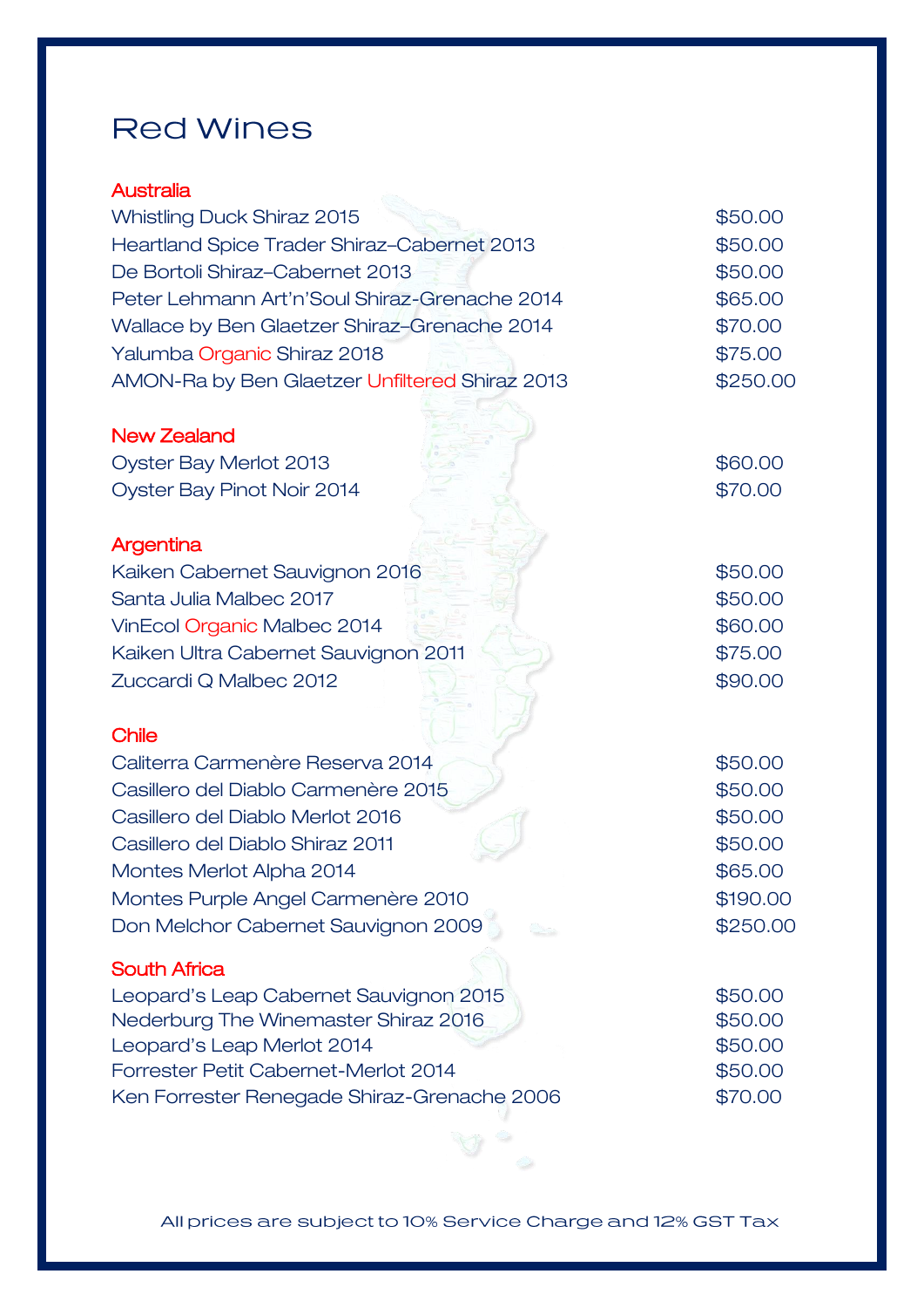# Red Wines

## Australia

| Wine | Price |
|---|---|
| Whistling Duck Shiraz 2015 | $50.00 |
| Heartland Spice Trader Shiraz–Cabernet 2013 | $50.00 |
| De Bortoli Shiraz–Cabernet 2013 | $50.00 |
| Peter Lehmann Art'n'Soul Shiraz-Grenache 2014 | $65.00 |
| Wallace by Ben Glaetzer Shiraz–Grenache 2014 | $70.00 |
| Yalumba Organic Shiraz 2018 | $75.00 |
| AMON-Ra by Ben Glaetzer Unfiltered Shiraz 2013 | $250.00 |

## New Zealand

| Wine | Price |
|---|---|
| Oyster Bay Merlot 2013 | $60.00 |
| Oyster Bay Pinot Noir 2014 | $70.00 |

## Argentina

| Wine | Price |
|---|---|
| Kaiken Cabernet Sauvignon 2016 | $50.00 |
| Santa Julia Malbec 2017 | $50.00 |
| VinEcol Organic Malbec 2014 | $60.00 |
| Kaiken Ultra Cabernet Sauvignon 2011 | $75.00 |
| Zuccardi Q Malbec 2012 | $90.00 |

## Chile

| Wine | Price |
|---|---|
| Caliterra Carmenère Reserva 2014 | $50.00 |
| Casillero del Diablo Carmenère 2015 | $50.00 |
| Casillero del Diablo Merlot 2016 | $50.00 |
| Casillero del Diablo Shiraz 2011 | $50.00 |
| Montes Merlot Alpha 2014 | $65.00 |
| Montes Purple Angel Carmenère 2010 | $190.00 |
| Don Melchor Cabernet Sauvignon 2009 | $250.00 |

## South Africa

| Wine | Price |
|---|---|
| Leopard's Leap Cabernet Sauvignon 2015 | $50.00 |
| Nederburg The Winemaster Shiraz 2016 | $50.00 |
| Leopard's Leap Merlot 2014 | $50.00 |
| Forrester Petit Cabernet-Merlot 2014 | $50.00 |
| Ken Forrester Renegade Shiraz-Grenache 2006 | $70.00 |

All prices are subject to 10% Service Charge and 12% GST Tax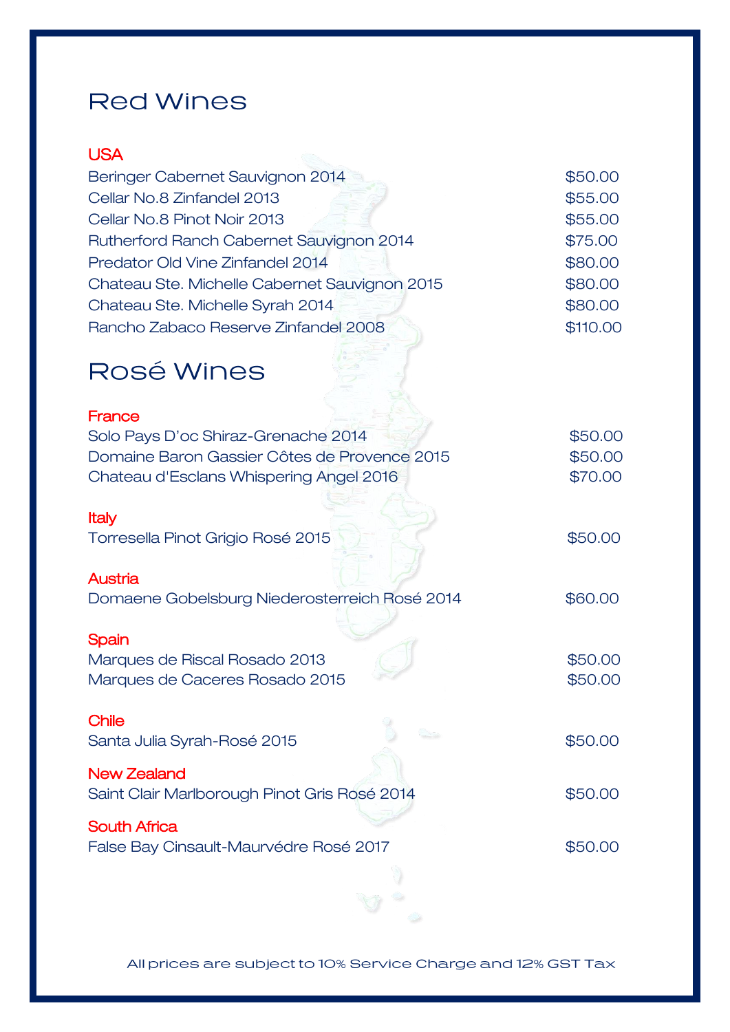# Red Wines

## USA

| | |
|---|---|
| Beringer Cabernet Sauvignon 2014 | $50.00 |
| Cellar No.8 Zinfandel 2013 | $55.00 |
| Cellar No.8 Pinot Noir 2013 | $55.00 |
| Rutherford Ranch Cabernet Sauvignon 2014 | $75.00 |
| Predator Old Vine Zinfandel 2014 | $80.00 |
| Chateau Ste. Michelle Cabernet Sauvignon 2015 | $80.00 |
| Chateau Ste. Michelle Syrah 2014 | $80.00 |
| Rancho Zabaco Reserve Zinfandel 2008 | $110.00 |

# Rosé Wines

## France

| | |
|---|---|
| Solo Pays D'oc Shiraz-Grenache 2014 | $50.00 |
| Domaine Baron Gassier Côtes de Provence 2015 | $50.00 |
| Chateau d'Esclans Whispering Angel 2016 | $70.00 |

## Italy

| | |
|---|---|
| Torresella Pinot Grigio Rosé 2015 | $50.00 |

## Austria

| | |
|---|---|
| Domaene Gobelsburg Niederosterreich Rosé 2014 | $60.00 |

## Spain

| | |
|---|---|
| Marques de Riscal Rosado 2013 | $50.00 |
| Marques de Caceres Rosado 2015 | $50.00 |

## Chile

| | |
|---|---|
| Santa Julia Syrah-Rosé 2015 | $50.00 |

## New Zealand

| | |
|---|---|
| Saint Clair Marlborough Pinot Gris Rosé 2014 | $50.00 |

## South Africa

| | |
|---|---|
| False Bay Cinsault-Maurvédre Rosé 2017 | $50.00 |

All prices are subject to 10% Service Charge and 12% GST Tax